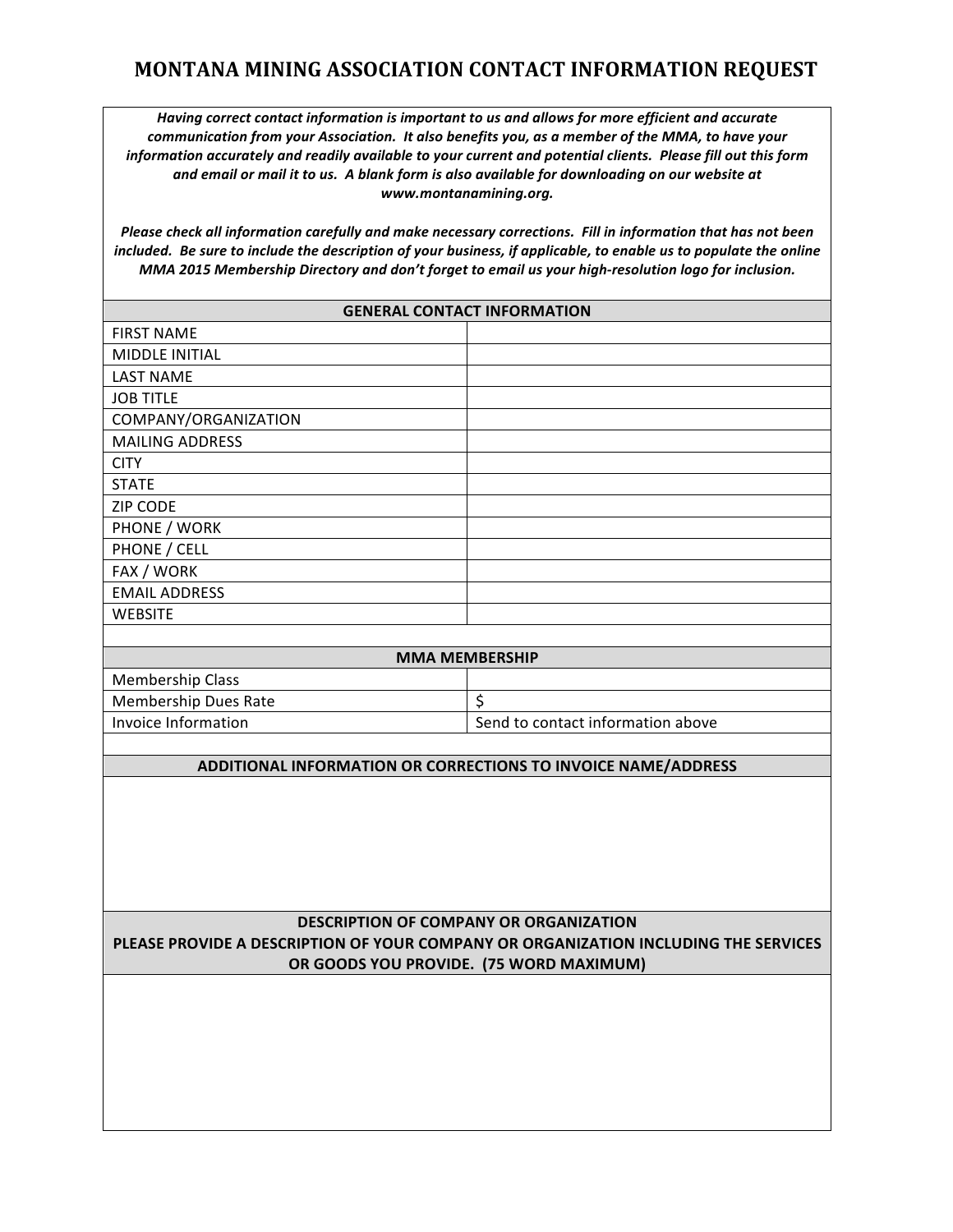# MONTANA MINING ASSOCIATION CONTACT INFORMATION REQUEST

***Having correct contact information is important to us and allows for more efficient and accurate communication from your Association. It also benefits you, as a member of the MMA, to have your information accurately and readily available to your current and potential clients. Please fill out this form and email or mail it to us. A blank form is also available for downloading on our website at www.montanamining.org.***

***Please check all information carefully and make necessary corrections. Fill in information that has not been included. Be sure to include the description of your business, if applicable, to enable us to populate the online MMA 2015 Membership Directory and don't forget to email us your high-resolution logo for inclusion.***

| **GENERAL CONTACT INFORMATION** | |
|---|---|
| FIRST NAME | |
| MIDDLE INITIAL | |
| LAST NAME | |
| JOB TITLE | |
| COMPANY/ORGANIZATION | |
| MAILING ADDRESS | |
| CITY | |
| STATE | |
| ZIP CODE | |
| PHONE / WORK | |
| PHONE / CELL | |
| FAX / WORK | |
| EMAIL ADDRESS | |
| WEBSITE | |

| **MMA MEMBERSHIP** | |
|---|---|
| Membership Class | |
| Membership Dues Rate | $ |
| Invoice Information | Send to contact information above |

| **ADDITIONAL INFORMATION OR CORRECTIONS TO INVOICE NAME/ADDRESS** |
|---|
| |

| **DESCRIPTION OF COMPANY OR ORGANIZATION**<br>**PLEASE PROVIDE A DESCRIPTION OF YOUR COMPANY OR ORGANIZATION INCLUDING THE SERVICES OR GOODS YOU PROVIDE. (75 WORD MAXIMUM)** |
|---|
| |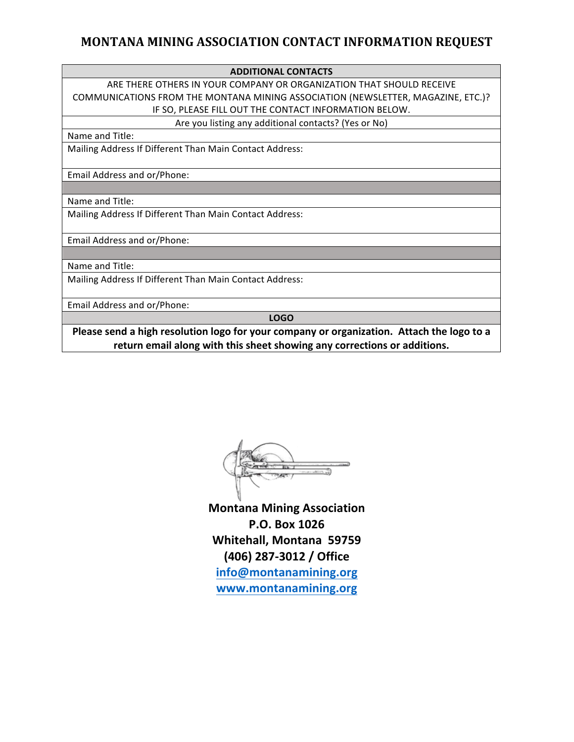# MONTANA MINING ASSOCIATION CONTACT INFORMATION REQUEST

| ADDITIONAL CONTACTS |
|---|
| ARE THERE OTHERS IN YOUR COMPANY OR ORGANIZATION THAT SHOULD RECEIVE COMMUNICATIONS FROM THE MONTANA MINING ASSOCIATION (NEWSLETTER, MAGAZINE, ETC.)? IF SO, PLEASE FILL OUT THE CONTACT INFORMATION BELOW. |
| Are you listing any additional contacts? (Yes or No) |
| Name and Title: |
| Mailing Address If Different Than Main Contact Address: |
| Email Address and or/Phone: |
| |
| Name and Title: |
| Mailing Address If Different Than Main Contact Address: |
| Email Address and or/Phone: |
| |
| Name and Title: |
| Mailing Address If Different Than Main Contact Address: |
| Email Address and or/Phone: |
| **LOGO** |
| **Please send a high resolution logo for your company or organization. Attach the logo to a return email along with this sheet showing any corrections or additions.** |

**Montana Mining Association**
**P.O. Box 1026**
**Whitehall, Montana 59759**
**(406) 287-3012 / Office**
**info@montanamining.org**
**www.montanamining.org**